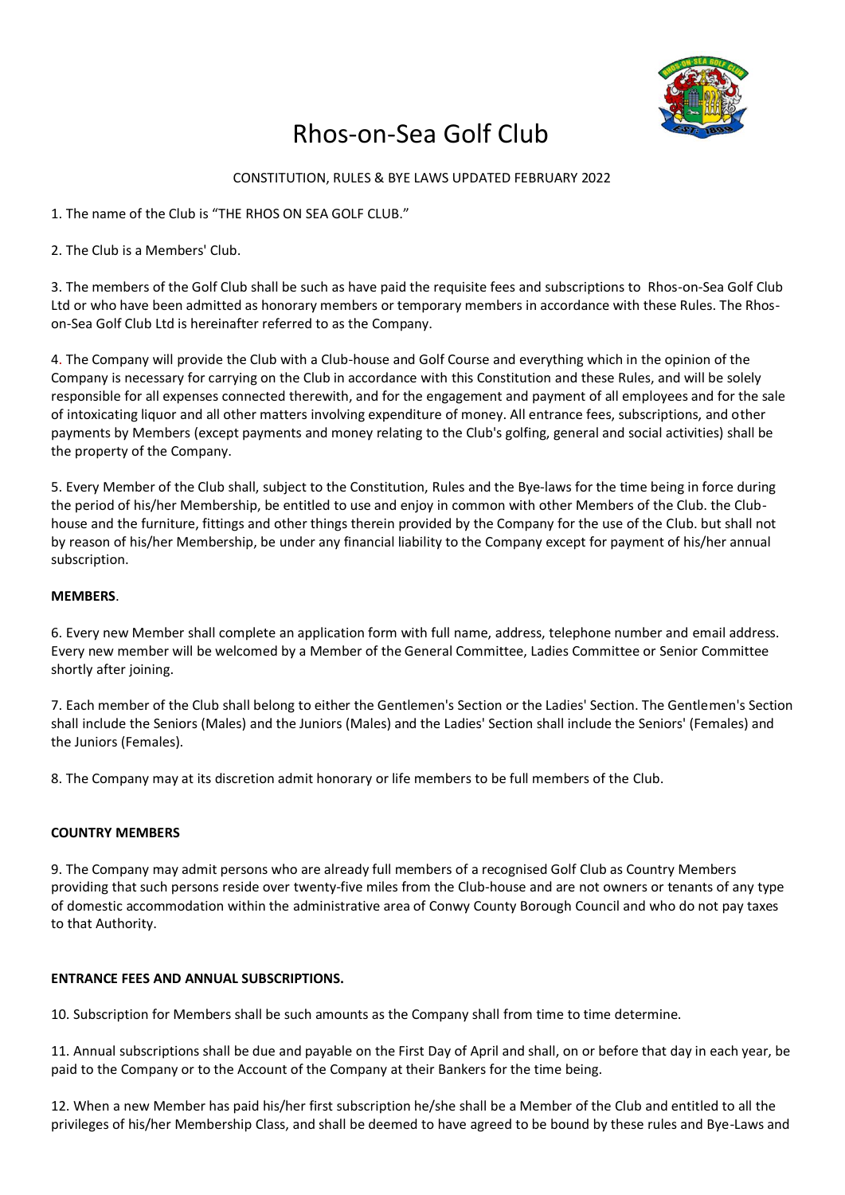# Rhos-on-Sea Golf Club

CONSTITUTION, RULES & BYE LAWS UPDATED FEBRUARY 2022

1. The name of the Club is "THE RHOS ON SEA GOLF CLUB."

2. The Club is a Members' Club.

3. The members of the Golf Club shall be such as have paid the requisite fees and subscriptions to Rhos-on-Sea Golf Club Ltd or who have been admitted as honorary members or temporary members in accordance with these Rules. The Rhos-on-Sea Golf Club Ltd is hereinafter referred to as the Company.

4. The Company will provide the Club with a Club-house and Golf Course and everything which in the opinion of the Company is necessary for carrying on the Club in accordance with this Constitution and these Rules, and will be solely responsible for all expenses connected therewith, and for the engagement and payment of all employees and for the sale of intoxicating liquor and all other matters involving expenditure of money. All entrance fees, subscriptions, and other payments by Members (except payments and money relating to the Club's golfing, general and social activities) shall be the property of the Company.

5. Every Member of the Club shall, subject to the Constitution, Rules and the Bye-laws for the time being in force during the period of his/her Membership, be entitled to use and enjoy in common with other Members of the Club. the Club-house and the furniture, fittings and other things therein provided by the Company for the use of the Club. but shall not by reason of his/her Membership, be under any financial liability to the Company except for payment of his/her annual subscription.

**MEMBERS**.

6. Every new Member shall complete an application form with full name, address, telephone number and email address. Every new member will be welcomed by a Member of the General Committee, Ladies Committee or Senior Committee shortly after joining.

7. Each member of the Club shall belong to either the Gentlemen's Section or the Ladies' Section. The Gentlemen's Section shall include the Seniors (Males) and the Juniors (Males) and the Ladies' Section shall include the Seniors' (Females) and the Juniors (Females).

8. The Company may at its discretion admit honorary or life members to be full members of the Club.

**COUNTRY MEMBERS**

9. The Company may admit persons who are already full members of a recognised Golf Club as Country Members providing that such persons reside over twenty-five miles from the Club-house and are not owners or tenants of any type of domestic accommodation within the administrative area of Conwy County Borough Council and who do not pay taxes to that Authority.

**ENTRANCE FEES AND ANNUAL SUBSCRIPTIONS.**

10. Subscription for Members shall be such amounts as the Company shall from time to time determine.

11. Annual subscriptions shall be due and payable on the First Day of April and shall, on or before that day in each year, be paid to the Company or to the Account of the Company at their Bankers for the time being.

12. When a new Member has paid his/her first subscription he/she shall be a Member of the Club and entitled to all the privileges of his/her Membership Class, and shall be deemed to have agreed to be bound by these rules and Bye-Laws and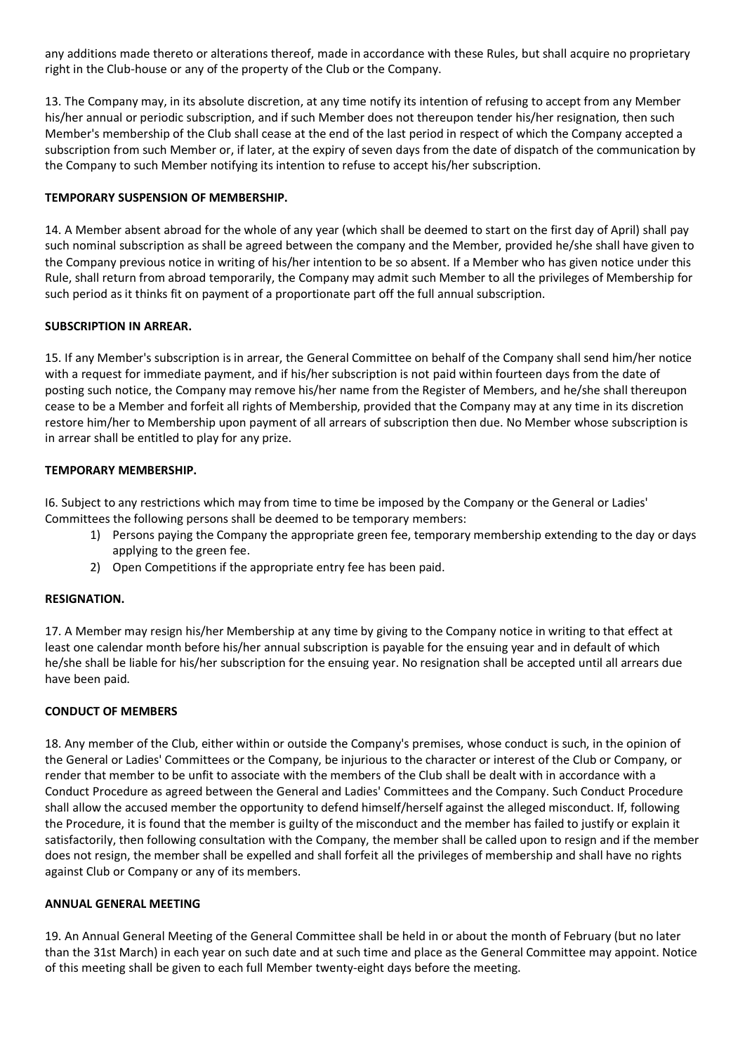any additions made thereto or alterations thereof, made in accordance with these Rules, but shall acquire no proprietary right in the Club-house or any of the property of the Club or the Company.

13. The Company may, in its absolute discretion, at any time notify its intention of refusing to accept from any Member his/her annual or periodic subscription, and if such Member does not thereupon tender his/her resignation, then such Member's membership of the Club shall cease at the end of the last period in respect of which the Company accepted a subscription from such Member or, if later, at the expiry of seven days from the date of dispatch of the communication by the Company to such Member notifying its intention to refuse to accept his/her subscription.

**TEMPORARY SUSPENSION OF MEMBERSHIP.**

14. A Member absent abroad for the whole of any year (which shall be deemed to start on the first day of April) shall pay such nominal subscription as shall be agreed between the company and the Member, provided he/she shall have given to the Company previous notice in writing of his/her intention to be so absent. If a Member who has given notice under this Rule, shall return from abroad temporarily, the Company may admit such Member to all the privileges of Membership for such period as it thinks fit on payment of a proportionate part off the full annual subscription.

**SUBSCRIPTION IN ARREAR.**

15. If any Member's subscription is in arrear, the General Committee on behalf of the Company shall send him/her notice with a request for immediate payment, and if his/her subscription is not paid within fourteen days from the date of posting such notice, the Company may remove his/her name from the Register of Members, and he/she shall thereupon cease to be a Member and forfeit all rights of Membership, provided that the Company may at any time in its discretion restore him/her to Membership upon payment of all arrears of subscription then due. No Member whose subscription is in arrear shall be entitled to play for any prize.

**TEMPORARY MEMBERSHIP.**

I6. Subject to any restrictions which may from time to time be imposed by the Company or the General or Ladies' Committees the following persons shall be deemed to be temporary members:

1) Persons paying the Company the appropriate green fee, temporary membership extending to the day or days applying to the green fee.
2) Open Competitions if the appropriate entry fee has been paid.

**RESIGNATION.**

17. A Member may resign his/her Membership at any time by giving to the Company notice in writing to that effect at least one calendar month before his/her annual subscription is payable for the ensuing year and in default of which he/she shall be liable for his/her subscription for the ensuing year. No resignation shall be accepted until all arrears due have been paid.

**CONDUCT OF MEMBERS**

18. Any member of the Club, either within or outside the Company's premises, whose conduct is such, in the opinion of the General or Ladies' Committees or the Company, be injurious to the character or interest of the Club or Company, or render that member to be unfit to associate with the members of the Club shall be dealt with in accordance with a Conduct Procedure as agreed between the General and Ladies' Committees and the Company. Such Conduct Procedure shall allow the accused member the opportunity to defend himself/herself against the alleged misconduct. If, following the Procedure, it is found that the member is guilty of the misconduct and the member has failed to justify or explain it satisfactorily, then following consultation with the Company, the member shall be called upon to resign and if the member does not resign, the member shall be expelled and shall forfeit all the privileges of membership and shall have no rights against Club or Company or any of its members.

**ANNUAL GENERAL MEETING**

19. An Annual General Meeting of the General Committee shall be held in or about the month of February (but no later than the 31st March) in each year on such date and at such time and place as the General Committee may appoint. Notice of this meeting shall be given to each full Member twenty-eight days before the meeting.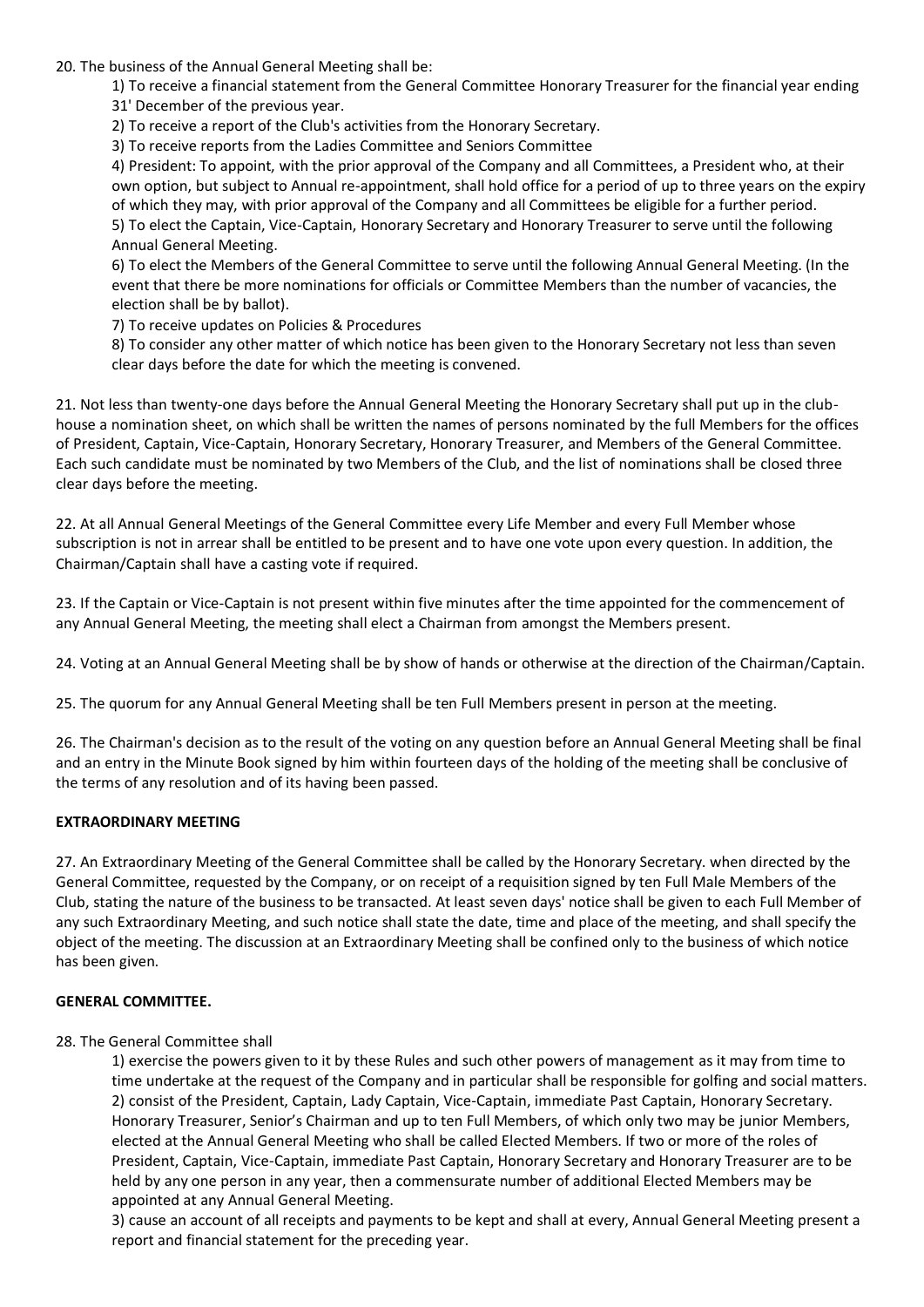20. The business of the Annual General Meeting shall be:

1) To receive a financial statement from the General Committee Honorary Treasurer for the financial year ending 31' December of the previous year.
2) To receive a report of the Club's activities from the Honorary Secretary.
3) To receive reports from the Ladies Committee and Seniors Committee
4) President: To appoint, with the prior approval of the Company and all Committees, a President who, at their own option, but subject to Annual re-appointment, shall hold office for a period of up to three years on the expiry of which they may, with prior approval of the Company and all Committees be eligible for a further period.
5) To elect the Captain, Vice-Captain, Honorary Secretary and Honorary Treasurer to serve until the following Annual General Meeting.
6) To elect the Members of the General Committee to serve until the following Annual General Meeting. (In the event that there be more nominations for officials or Committee Members than the number of vacancies, the election shall be by ballot).
7) To receive updates on Policies & Procedures
8) To consider any other matter of which notice has been given to the Honorary Secretary not less than seven clear days before the date for which the meeting is convened.

21. Not less than twenty-one days before the Annual General Meeting the Honorary Secretary shall put up in the club-house a nomination sheet, on which shall be written the names of persons nominated by the full Members for the offices of President, Captain, Vice-Captain, Honorary Secretary, Honorary Treasurer, and Members of the General Committee. Each such candidate must be nominated by two Members of the Club, and the list of nominations shall be closed three clear days before the meeting.

22. At all Annual General Meetings of the General Committee every Life Member and every Full Member whose subscription is not in arrear shall be entitled to be present and to have one vote upon every question. In addition, the Chairman/Captain shall have a casting vote if required.

23. If the Captain or Vice-Captain is not present within five minutes after the time appointed for the commencement of any Annual General Meeting, the meeting shall elect a Chairman from amongst the Members present.

24. Voting at an Annual General Meeting shall be by show of hands or otherwise at the direction of the Chairman/Captain.

25. The quorum for any Annual General Meeting shall be ten Full Members present in person at the meeting.

26. The Chairman's decision as to the result of the voting on any question before an Annual General Meeting shall be final and an entry in the Minute Book signed by him within fourteen days of the holding of the meeting shall be conclusive of the terms of any resolution and of its having been passed.

**EXTRAORDINARY MEETING**

27. An Extraordinary Meeting of the General Committee shall be called by the Honorary Secretary. when directed by the General Committee, requested by the Company, or on receipt of a requisition signed by ten Full Male Members of the Club, stating the nature of the business to be transacted. At least seven days' notice shall be given to each Full Member of any such Extraordinary Meeting, and such notice shall state the date, time and place of the meeting, and shall specify the object of the meeting. The discussion at an Extraordinary Meeting shall be confined only to the business of which notice has been given.

**GENERAL COMMITTEE.**

28. The General Committee shall

1) exercise the powers given to it by these Rules and such other powers of management as it may from time to time undertake at the request of the Company and in particular shall be responsible for golfing and social matters.
2) consist of the President, Captain, Lady Captain, Vice-Captain, immediate Past Captain, Honorary Secretary. Honorary Treasurer, Senior's Chairman and up to ten Full Members, of which only two may be junior Members, elected at the Annual General Meeting who shall be called Elected Members. If two or more of the roles of President, Captain, Vice-Captain, immediate Past Captain, Honorary Secretary and Honorary Treasurer are to be held by any one person in any year, then a commensurate number of additional Elected Members may be appointed at any Annual General Meeting.
3) cause an account of all receipts and payments to be kept and shall at every, Annual General Meeting present a report and financial statement for the preceding year.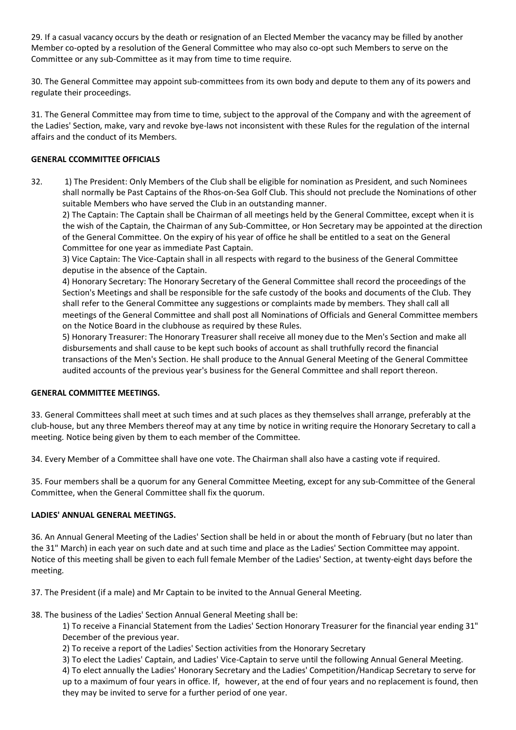29. If a casual vacancy occurs by the death or resignation of an Elected Member the vacancy may be filled by another Member co-opted by a resolution of the General Committee who may also co-opt such Members to serve on the Committee or any sub-Committee as it may from time to time require.

30. The General Committee may appoint sub-committees from its own body and depute to them any of its powers and regulate their proceedings.

31. The General Committee may from time to time, subject to the approval of the Company and with the agreement of the Ladies' Section, make, vary and revoke bye-laws not inconsistent with these Rules for the regulation of the internal affairs and the conduct of its Members.

**GENERAL CCOMMITTEE OFFICIALS**

32. 1) The President: Only Members of the Club shall be eligible for nomination as President, and such Nominees shall normally be Past Captains of the Rhos-on-Sea Golf Club. This should not preclude the Nominations of other suitable Members who have served the Club in an outstanding manner.

2) The Captain: The Captain shall be Chairman of all meetings held by the General Committee, except when it is the wish of the Captain, the Chairman of any Sub-Committee, or Hon Secretary may be appointed at the direction of the General Committee. On the expiry of his year of office he shall be entitled to a seat on the General Committee for one year as immediate Past Captain.

3) Vice Captain: The Vice-Captain shall in all respects with regard to the business of the General Committee deputise in the absence of the Captain.

4) Honorary Secretary: The Honorary Secretary of the General Committee shall record the proceedings of the Section's Meetings and shall be responsible for the safe custody of the books and documents of the Club. They shall refer to the General Committee any suggestions or complaints made by members. They shall call all meetings of the General Committee and shall post all Nominations of Officials and General Committee members on the Notice Board in the clubhouse as required by these Rules.

5) Honorary Treasurer: The Honorary Treasurer shall receive all money due to the Men's Section and make all disbursements and shall cause to be kept such books of account as shall truthfully record the financial transactions of the Men's Section. He shall produce to the Annual General Meeting of the General Committee audited accounts of the previous year's business for the General Committee and shall report thereon.

**GENERAL COMMITTEE MEETINGS.**

33. General Committees shall meet at such times and at such places as they themselves shall arrange, preferably at the club-house, but any three Members thereof may at any time by notice in writing require the Honorary Secretary to call a meeting. Notice being given by them to each member of the Committee.

34. Every Member of a Committee shall have one vote. The Chairman shall also have a casting vote if required.

35. Four members shall be a quorum for any General Committee Meeting, except for any sub-Committee of the General Committee, when the General Committee shall fix the quorum.

**LADIES' ANNUAL GENERAL MEETINGS.**

36. An Annual General Meeting of the Ladies' Section shall be held in or about the month of February (but no later than the 31" March) in each year on such date and at such time and place as the Ladies' Section Committee may appoint. Notice of this meeting shall be given to each full female Member of the Ladies' Section, at twenty-eight days before the meeting.

37. The President (if a male) and Mr Captain to be invited to the Annual General Meeting.

38. The business of the Ladies' Section Annual General Meeting shall be:

1) To receive a Financial Statement from the Ladies' Section Honorary Treasurer for the financial year ending 31" December of the previous year.

2) To receive a report of the Ladies' Section activities from the Honorary Secretary

3) To elect the Ladies' Captain, and Ladies' Vice-Captain to serve until the following Annual General Meeting.

4) To elect annually the Ladies' Honorary Secretary and the Ladies' Competition/Handicap Secretary to serve for up to a maximum of four years in office. If, however, at the end of four years and no replacement is found, then they may be invited to serve for a further period of one year.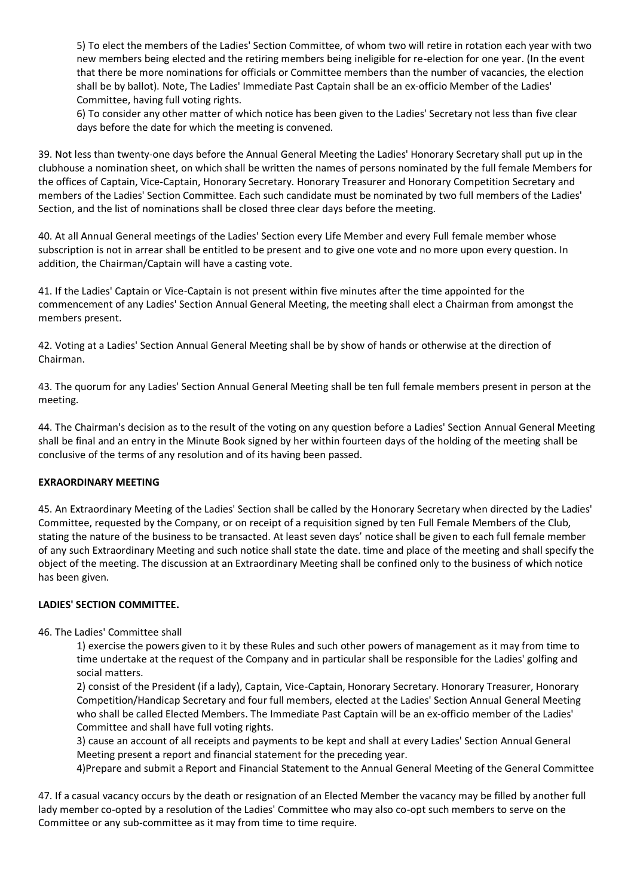5) To elect the members of the Ladies' Section Committee, of whom two will retire in rotation each year with two new members being elected and the retiring members being ineligible for re-election for one year. (In the event that there be more nominations for officials or Committee members than the number of vacancies, the election shall be by ballot). Note, The Ladies' Immediate Past Captain shall be an ex-officio Member of the Ladies' Committee, having full voting rights.

6) To consider any other matter of which notice has been given to the Ladies' Secretary not less than five clear days before the date for which the meeting is convened.

39. Not less than twenty-one days before the Annual General Meeting the Ladies' Honorary Secretary shall put up in the clubhouse a nomination sheet, on which shall be written the names of persons nominated by the full female Members for the offices of Captain, Vice-Captain, Honorary Secretary. Honorary Treasurer and Honorary Competition Secretary and members of the Ladies' Section Committee. Each such candidate must be nominated by two full members of the Ladies' Section, and the list of nominations shall be closed three clear days before the meeting.

40. At all Annual General meetings of the Ladies' Section every Life Member and every Full female member whose subscription is not in arrear shall be entitled to be present and to give one vote and no more upon every question. In addition, the Chairman/Captain will have a casting vote.

41. If the Ladies' Captain or Vice-Captain is not present within five minutes after the time appointed for the commencement of any Ladies' Section Annual General Meeting, the meeting shall elect a Chairman from amongst the members present.

42. Voting at a Ladies' Section Annual General Meeting shall be by show of hands or otherwise at the direction of Chairman.

43. The quorum for any Ladies' Section Annual General Meeting shall be ten full female members present in person at the meeting.

44. The Chairman's decision as to the result of the voting on any question before a Ladies' Section Annual General Meeting shall be final and an entry in the Minute Book signed by her within fourteen days of the holding of the meeting shall be conclusive of the terms of any resolution and of its having been passed.

**EXRAORDINARY MEETING**

45. An Extraordinary Meeting of the Ladies' Section shall be called by the Honorary Secretary when directed by the Ladies' Committee, requested by the Company, or on receipt of a requisition signed by ten Full Female Members of the Club, stating the nature of the business to be transacted. At least seven days' notice shall be given to each full female member of any such Extraordinary Meeting and such notice shall state the date. time and place of the meeting and shall specify the object of the meeting. The discussion at an Extraordinary Meeting shall be confined only to the business of which notice has been given.

**LADIES' SECTION COMMITTEE.**

46. The Ladies' Committee shall

1) exercise the powers given to it by these Rules and such other powers of management as it may from time to time undertake at the request of the Company and in particular shall be responsible for the Ladies' golfing and social matters.

2) consist of the President (if a lady), Captain, Vice-Captain, Honorary Secretary. Honorary Treasurer, Honorary Competition/Handicap Secretary and four full members, elected at the Ladies' Section Annual General Meeting who shall be called Elected Members. The Immediate Past Captain will be an ex-officio member of the Ladies' Committee and shall have full voting rights.

3) cause an account of all receipts and payments to be kept and shall at every Ladies' Section Annual General Meeting present a report and financial statement for the preceding year.

4)Prepare and submit a Report and Financial Statement to the Annual General Meeting of the General Committee

47. If a casual vacancy occurs by the death or resignation of an Elected Member the vacancy may be filled by another full lady member co-opted by a resolution of the Ladies' Committee who may also co-opt such members to serve on the Committee or any sub-committee as it may from time to time require.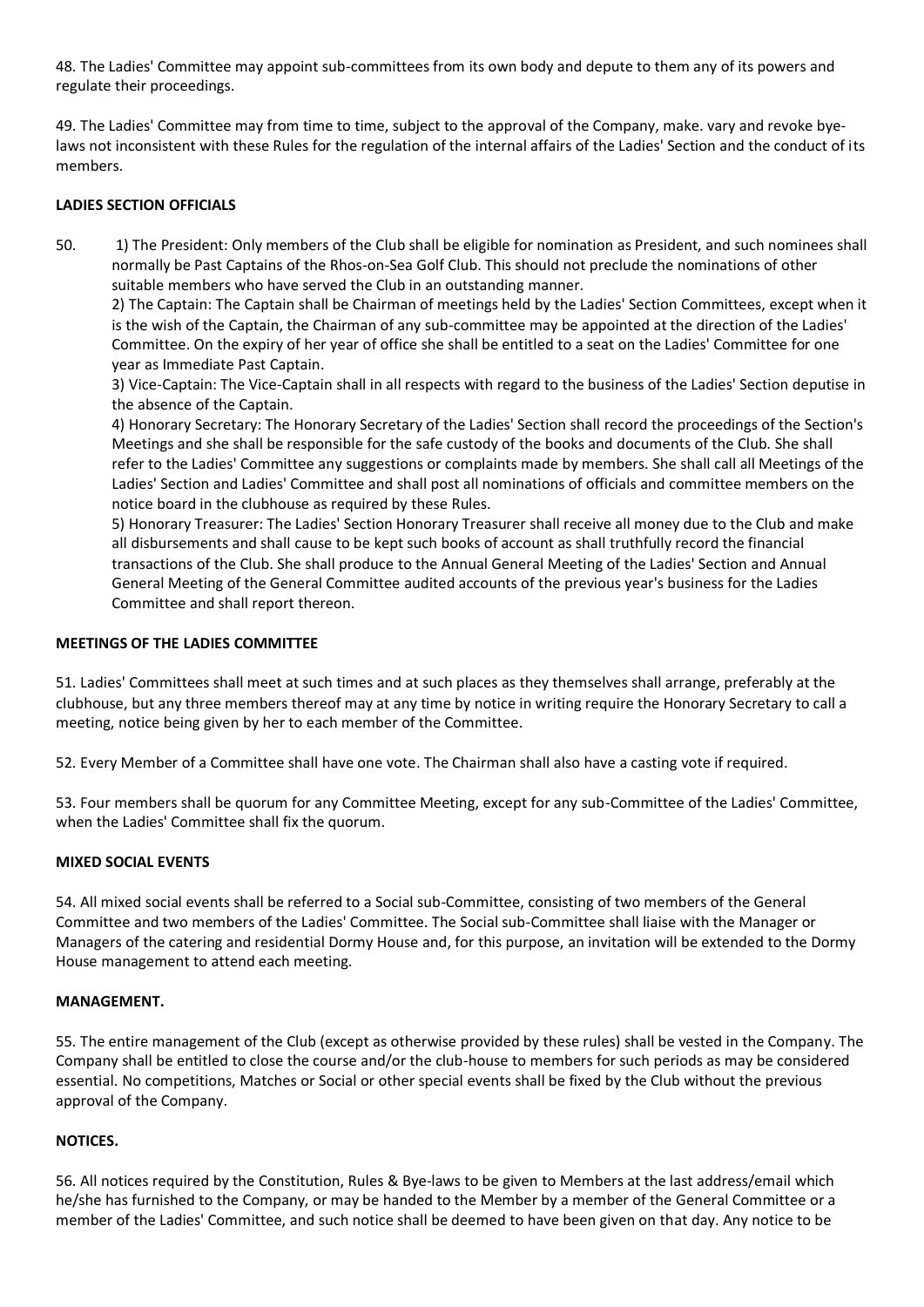48. The Ladies' Committee may appoint sub-committees from its own body and depute to them any of its powers and regulate their proceedings.

49. The Ladies' Committee may from time to time, subject to the approval of the Company, make. vary and revoke bye-laws not inconsistent with these Rules for the regulation of the internal affairs of the Ladies' Section and the conduct of its members.

**LADIES SECTION OFFICIALS**

50. 1) The President: Only members of the Club shall be eligible for nomination as President, and such nominees shall normally be Past Captains of the Rhos-on-Sea Golf Club. This should not preclude the nominations of other suitable members who have served the Club in an outstanding manner.

2) The Captain: The Captain shall be Chairman of meetings held by the Ladies' Section Committees, except when it is the wish of the Captain, the Chairman of any sub-committee may be appointed at the direction of the Ladies' Committee. On the expiry of her year of office she shall be entitled to a seat on the Ladies' Committee for one year as Immediate Past Captain.

3) Vice-Captain: The Vice-Captain shall in all respects with regard to the business of the Ladies' Section deputise in the absence of the Captain.

4) Honorary Secretary: The Honorary Secretary of the Ladies' Section shall record the proceedings of the Section's Meetings and she shall be responsible for the safe custody of the books and documents of the Club. She shall refer to the Ladies' Committee any suggestions or complaints made by members. She shall call all Meetings of the Ladies' Section and Ladies' Committee and shall post all nominations of officials and committee members on the notice board in the clubhouse as required by these Rules.

5) Honorary Treasurer: The Ladies' Section Honorary Treasurer shall receive all money due to the Club and make all disbursements and shall cause to be kept such books of account as shall truthfully record the financial transactions of the Club. She shall produce to the Annual General Meeting of the Ladies' Section and Annual General Meeting of the General Committee audited accounts of the previous year's business for the Ladies Committee and shall report thereon.

**MEETINGS OF THE LADIES COMMITTEE**

51. Ladies' Committees shall meet at such times and at such places as they themselves shall arrange, preferably at the clubhouse, but any three members thereof may at any time by notice in writing require the Honorary Secretary to call a meeting, notice being given by her to each member of the Committee.

52. Every Member of a Committee shall have one vote. The Chairman shall also have a casting vote if required.

53. Four members shall be quorum for any Committee Meeting, except for any sub-Committee of the Ladies' Committee, when the Ladies' Committee shall fix the quorum.

**MIXED SOCIAL EVENTS**

54. All mixed social events shall be referred to a Social sub-Committee, consisting of two members of the General Committee and two members of the Ladies' Committee. The Social sub-Committee shall liaise with the Manager or Managers of the catering and residential Dormy House and, for this purpose, an invitation will be extended to the Dormy House management to attend each meeting.

**MANAGEMENT.**

55. The entire management of the Club (except as otherwise provided by these rules) shall be vested in the Company. The Company shall be entitled to close the course and/or the club-house to members for such periods as may be considered essential. No competitions, Matches or Social or other special events shall be fixed by the Club without the previous approval of the Company.

**NOTICES.**

56. All notices required by the Constitution, Rules & Bye-laws to be given to Members at the last address/email which he/she has furnished to the Company, or may be handed to the Member by a member of the General Committee or a member of the Ladies' Committee, and such notice shall be deemed to have been given on that day. Any notice to be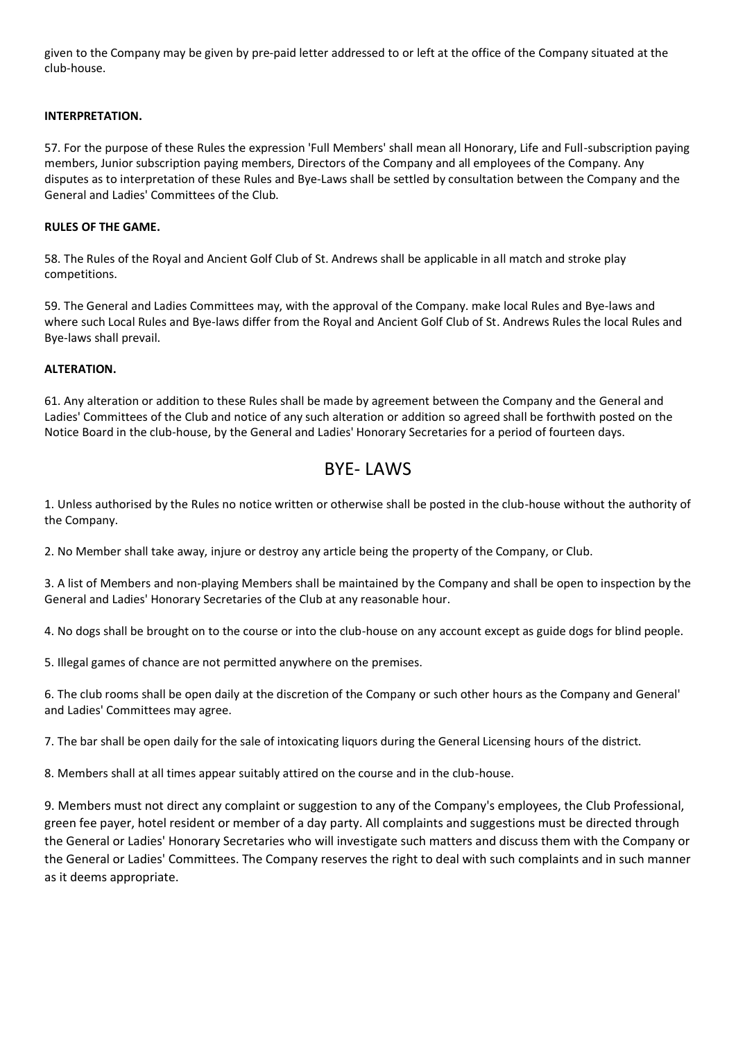given to the Company may be given by pre-paid letter addressed to or left at the office of the Company situated at the club-house.

**INTERPRETATION.**

57. For the purpose of these Rules the expression 'Full Members' shall mean all Honorary, Life and Full-subscription paying members, Junior subscription paying members, Directors of the Company and all employees of the Company. Any disputes as to interpretation of these Rules and Bye-Laws shall be settled by consultation between the Company and the General and Ladies' Committees of the Club.

**RULES OF THE GAME.**

58. The Rules of the Royal and Ancient Golf Club of St. Andrews shall be applicable in all match and stroke play competitions.

59. The General and Ladies Committees may, with the approval of the Company. make local Rules and Bye-laws and where such Local Rules and Bye-laws differ from the Royal and Ancient Golf Club of St. Andrews Rules the local Rules and Bye-laws shall prevail.

**ALTERATION.**

61. Any alteration or addition to these Rules shall be made by agreement between the Company and the General and Ladies' Committees of the Club and notice of any such alteration or addition so agreed shall be forthwith posted on the Notice Board in the club-house, by the General and Ladies' Honorary Secretaries for a period of fourteen days.

# BYE- LAWS

1. Unless authorised by the Rules no notice written or otherwise shall be posted in the club-house without the authority of the Company.

2. No Member shall take away, injure or destroy any article being the property of the Company, or Club.

3. A list of Members and non-playing Members shall be maintained by the Company and shall be open to inspection by the General and Ladies' Honorary Secretaries of the Club at any reasonable hour.

4. No dogs shall be brought on to the course or into the club-house on any account except as guide dogs for blind people.

5. Illegal games of chance are not permitted anywhere on the premises.

6. The club rooms shall be open daily at the discretion of the Company or such other hours as the Company and General' and Ladies' Committees may agree.

7. The bar shall be open daily for the sale of intoxicating liquors during the General Licensing hours of the district.

8. Members shall at all times appear suitably attired on the course and in the club-house.

9. Members must not direct any complaint or suggestion to any of the Company's employees, the Club Professional, green fee payer, hotel resident or member of a day party. All complaints and suggestions must be directed through the General or Ladies' Honorary Secretaries who will investigate such matters and discuss them with the Company or the General or Ladies' Committees. The Company reserves the right to deal with such complaints and in such manner as it deems appropriate.